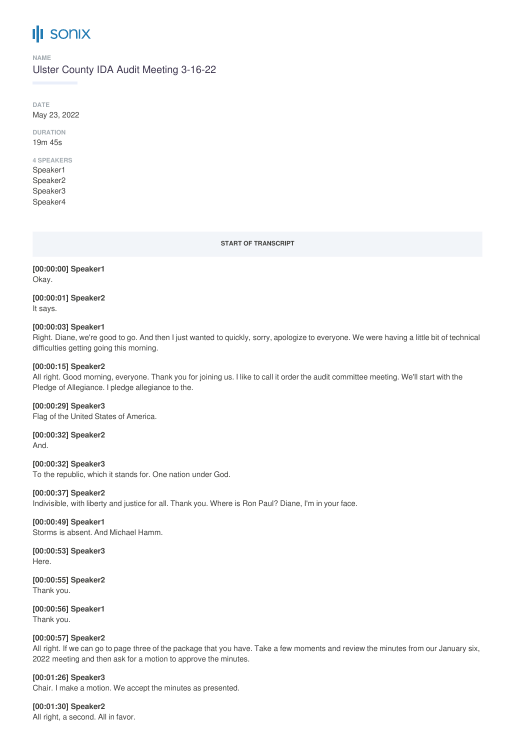# sonix

**NAME**

Ulster County IDA Audit Meeting 3-16-22

**DATE**

May 23, 2022

**DURATION**

19m 45s

**4 SPEAKERS**

Speaker1
Speaker2
Speaker3
Speaker4

**START OF TRANSCRIPT**

**[00:00:00] Speaker1**
Okay.

**[00:00:01] Speaker2**
It says.

**[00:00:03] Speaker1**
Right. Diane, we're good to go. And then I just wanted to quickly, sorry, apologize to everyone. We were having a little bit of technical difficulties getting going this morning.

**[00:00:15] Speaker2**
All right. Good morning, everyone. Thank you for joining us. I like to call it order the audit committee meeting. We'll start with the Pledge of Allegiance. I pledge allegiance to the.

**[00:00:29] Speaker3**
Flag of the United States of America.

**[00:00:32] Speaker2**
And.

**[00:00:32] Speaker3**
To the republic, which it stands for. One nation under God.

**[00:00:37] Speaker2**
Indivisible, with liberty and justice for all. Thank you. Where is Ron Paul? Diane, I'm in your face.

**[00:00:49] Speaker1**
Storms is absent. And Michael Hamm.

**[00:00:53] Speaker3**
Here.

**[00:00:55] Speaker2**
Thank you.

**[00:00:56] Speaker1**
Thank you.

**[00:00:57] Speaker2**
All right. If we can go to page three of the package that you have. Take a few moments and review the minutes from our January six, 2022 meeting and then ask for a motion to approve the minutes.

**[00:01:26] Speaker3**
Chair. I make a motion. We accept the minutes as presented.

**[00:01:30] Speaker2**
All right, a second. All in favor.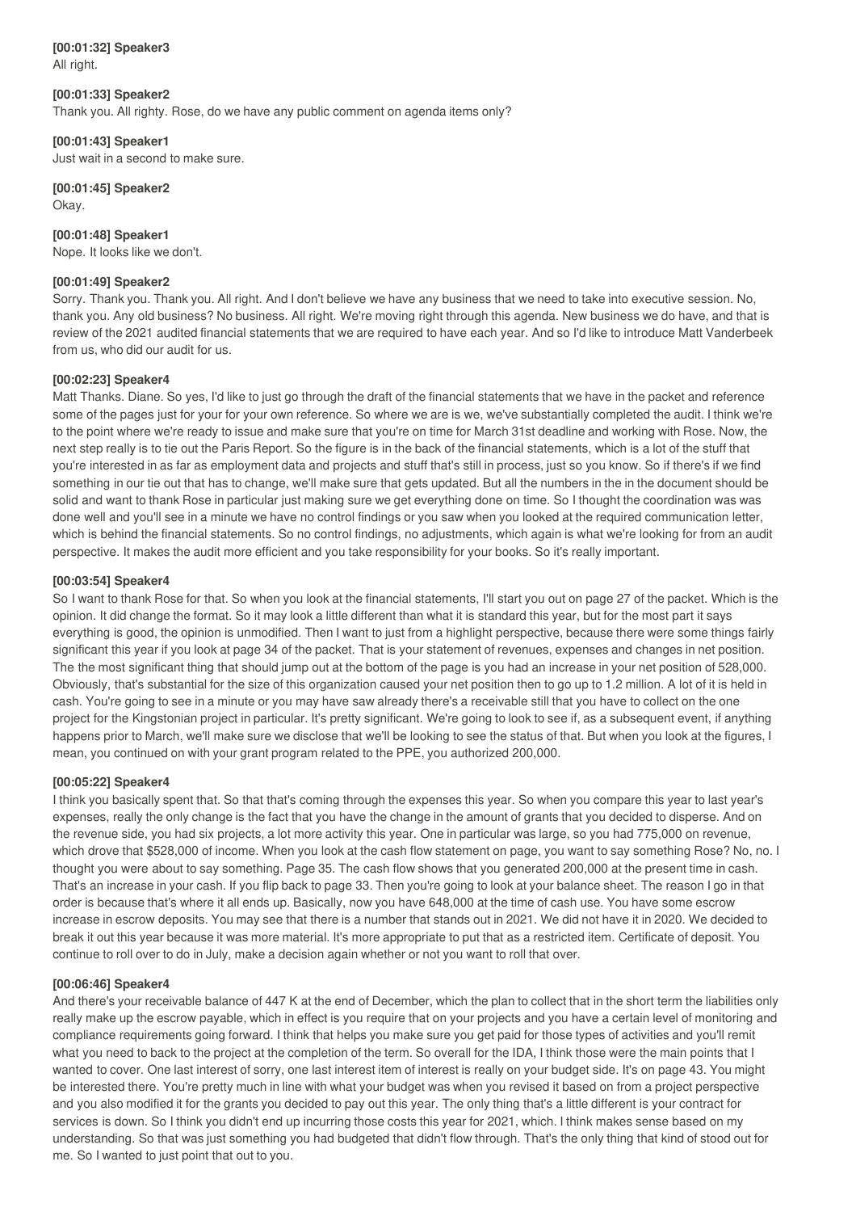**[00:01:32] Speaker3**
All right.

**[00:01:33] Speaker2**
Thank you. All righty. Rose, do we have any public comment on agenda items only?

**[00:01:43] Speaker1**
Just wait in a second to make sure.

**[00:01:45] Speaker2**
Okay.

**[00:01:48] Speaker1**
Nope. It looks like we don't.

**[00:01:49] Speaker2**
Sorry. Thank you. Thank you. All right. And I don't believe we have any business that we need to take into executive session. No, thank you. Any old business? No business. All right. We're moving right through this agenda. New business we do have, and that is review of the 2021 audited financial statements that we are required to have each year. And so I'd like to introduce Matt Vanderbeek from us, who did our audit for us.

**[00:02:23] Speaker4**
Matt Thanks. Diane. So yes, I'd like to just go through the draft of the financial statements that we have in the packet and reference some of the pages just for your for your own reference. So where we are is we, we've substantially completed the audit. I think we're to the point where we're ready to issue and make sure that you're on time for March 31st deadline and working with Rose. Now, the next step really is to tie out the Paris Report. So the figure is in the back of the financial statements, which is a lot of the stuff that you're interested in as far as employment data and projects and stuff that's still in process, just so you know. So if there's if we find something in our tie out that has to change, we'll make sure that gets updated. But all the numbers in the in the document should be solid and want to thank Rose in particular just making sure we get everything done on time. So I thought the coordination was was done well and you'll see in a minute we have no control findings or you saw when you looked at the required communication letter, which is behind the financial statements. So no control findings, no adjustments, which again is what we're looking for from an audit perspective. It makes the audit more efficient and you take responsibility for your books. So it's really important.

**[00:03:54] Speaker4**
So I want to thank Rose for that. So when you look at the financial statements, I'll start you out on page 27 of the packet. Which is the opinion. It did change the format. So it may look a little different than what it is standard this year, but for the most part it says everything is good, the opinion is unmodified. Then I want to just from a highlight perspective, because there were some things fairly significant this year if you look at page 34 of the packet. That is your statement of revenues, expenses and changes in net position. The the most significant thing that should jump out at the bottom of the page is you had an increase in your net position of 528,000. Obviously, that's substantial for the size of this organization caused your net position then to go up to 1.2 million. A lot of it is held in cash. You're going to see in a minute or you may have saw already there's a receivable still that you have to collect on the one project for the Kingstonian project in particular. It's pretty significant. We're going to look to see if, as a subsequent event, if anything happens prior to March, we'll make sure we disclose that we'll be looking to see the status of that. But when you look at the figures, I mean, you continued on with your grant program related to the PPE, you authorized 200,000.

**[00:05:22] Speaker4**
I think you basically spent that. So that that's coming through the expenses this year. So when you compare this year to last year's expenses, really the only change is the fact that you have the change in the amount of grants that you decided to disperse. And on the revenue side, you had six projects, a lot more activity this year. One in particular was large, so you had 775,000 on revenue, which drove that $528,000 of income. When you look at the cash flow statement on page, you want to say something Rose? No, no. I thought you were about to say something. Page 35. The cash flow shows that you generated 200,000 at the present time in cash. That's an increase in your cash. If you flip back to page 33. Then you're going to look at your balance sheet. The reason I go in that order is because that's where it all ends up. Basically, now you have 648,000 at the time of cash use. You have some escrow increase in escrow deposits. You may see that there is a number that stands out in 2021. We did not have it in 2020. We decided to break it out this year because it was more material. It's more appropriate to put that as a restricted item. Certificate of deposit. You continue to roll over to do in July, make a decision again whether or not you want to roll that over.

**[00:06:46] Speaker4**
And there's your receivable balance of 447 K at the end of December, which the plan to collect that in the short term the liabilities only really make up the escrow payable, which in effect is you require that on your projects and you have a certain level of monitoring and compliance requirements going forward. I think that helps you make sure you get paid for those types of activities and you'll remit what you need to back to the project at the completion of the term. So overall for the IDA, I think those were the main points that I wanted to cover. One last interest of sorry, one last interest item of interest is really on your budget side. It's on page 43. You might be interested there. You're pretty much in line with what your budget was when you revised it based on from a project perspective and you also modified it for the grants you decided to pay out this year. The only thing that's a little different is your contract for services is down. So I think you didn't end up incurring those costs this year for 2021, which. I think makes sense based on my understanding. So that was just something you had budgeted that didn't flow through. That's the only thing that kind of stood out for me. So I wanted to just point that out to you.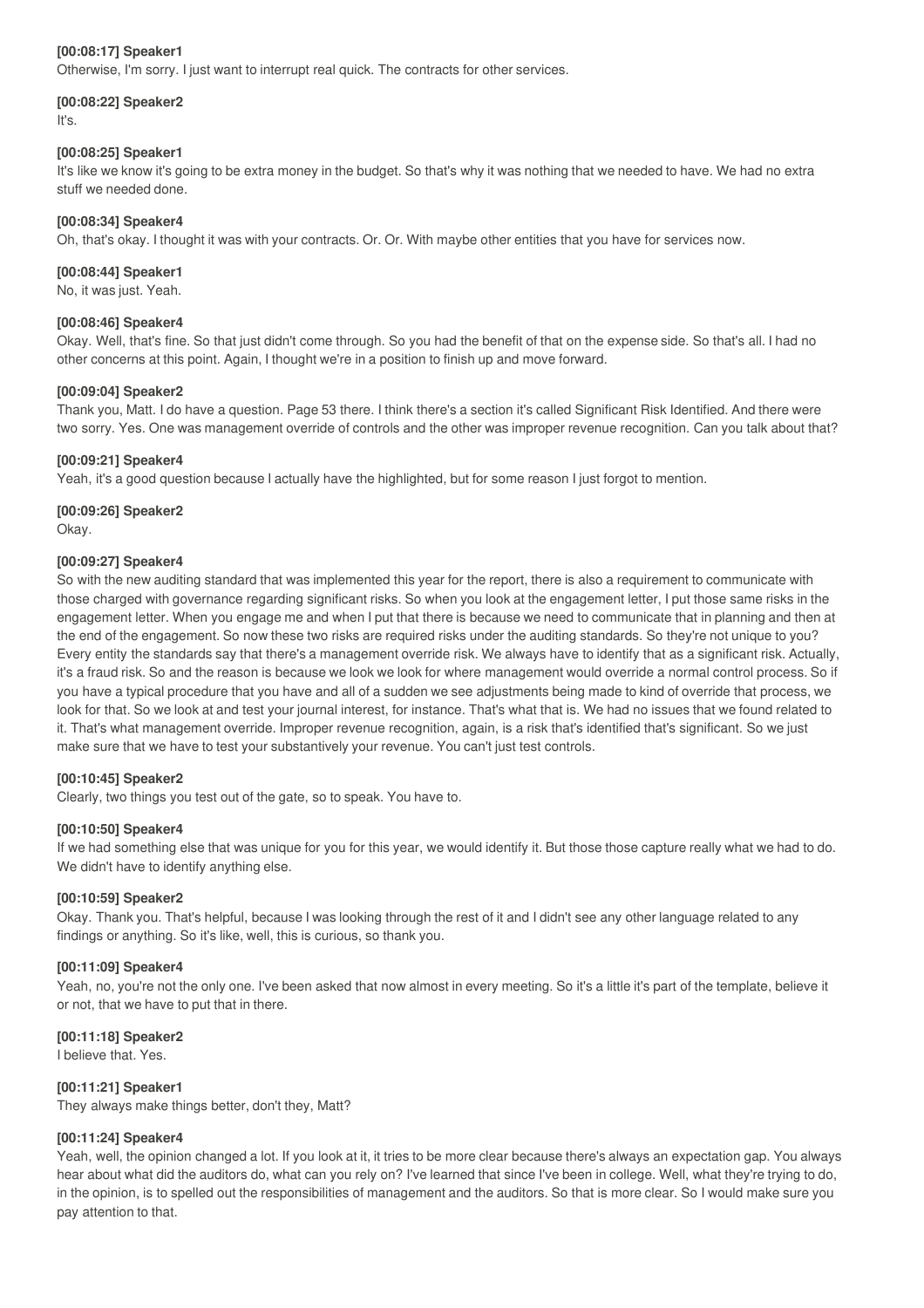**[00:08:17] Speaker1**
Otherwise, I'm sorry. I just want to interrupt real quick. The contracts for other services.

**[00:08:22] Speaker2**
It's.

**[00:08:25] Speaker1**
It's like we know it's going to be extra money in the budget. So that's why it was nothing that we needed to have. We had no extra stuff we needed done.

**[00:08:34] Speaker4**
Oh, that's okay. I thought it was with your contracts. Or. Or. With maybe other entities that you have for services now.

**[00:08:44] Speaker1**
No, it was just. Yeah.

**[00:08:46] Speaker4**
Okay. Well, that's fine. So that just didn't come through. So you had the benefit of that on the expense side. So that's all. I had no other concerns at this point. Again, I thought we're in a position to finish up and move forward.

**[00:09:04] Speaker2**
Thank you, Matt. I do have a question. Page 53 there. I think there's a section it's called Significant Risk Identified. And there were two sorry. Yes. One was management override of controls and the other was improper revenue recognition. Can you talk about that?

**[00:09:21] Speaker4**
Yeah, it's a good question because I actually have the highlighted, but for some reason I just forgot to mention.

**[00:09:26] Speaker2**
Okay.

**[00:09:27] Speaker4**
So with the new auditing standard that was implemented this year for the report, there is also a requirement to communicate with those charged with governance regarding significant risks. So when you look at the engagement letter, I put those same risks in the engagement letter. When you engage me and when I put that there is because we need to communicate that in planning and then at the end of the engagement. So now these two risks are required risks under the auditing standards. So they're not unique to you? Every entity the standards say that there's a management override risk. We always have to identify that as a significant risk. Actually, it's a fraud risk. So and the reason is because we look we look for where management would override a normal control process. So if you have a typical procedure that you have and all of a sudden we see adjustments being made to kind of override that process, we look for that. So we look at and test your journal interest, for instance. That's what that is. We had no issues that we found related to it. That's what management override. Improper revenue recognition, again, is a risk that's identified that's significant. So we just make sure that we have to test your substantively your revenue. You can't just test controls.

**[00:10:45] Speaker2**
Clearly, two things you test out of the gate, so to speak. You have to.

**[00:10:50] Speaker4**
If we had something else that was unique for you for this year, we would identify it. But those those capture really what we had to do. We didn't have to identify anything else.

**[00:10:59] Speaker2**
Okay. Thank you. That's helpful, because I was looking through the rest of it and I didn't see any other language related to any findings or anything. So it's like, well, this is curious, so thank you.

**[00:11:09] Speaker4**
Yeah, no, you're not the only one. I've been asked that now almost in every meeting. So it's a little it's part of the template, believe it or not, that we have to put that in there.

**[00:11:18] Speaker2**
I believe that. Yes.

**[00:11:21] Speaker1**
They always make things better, don't they, Matt?

**[00:11:24] Speaker4**
Yeah, well, the opinion changed a lot. If you look at it, it tries to be more clear because there's always an expectation gap. You always hear about what did the auditors do, what can you rely on? I've learned that since I've been in college. Well, what they're trying to do, in the opinion, is to spelled out the responsibilities of management and the auditors. So that is more clear. So I would make sure you pay attention to that.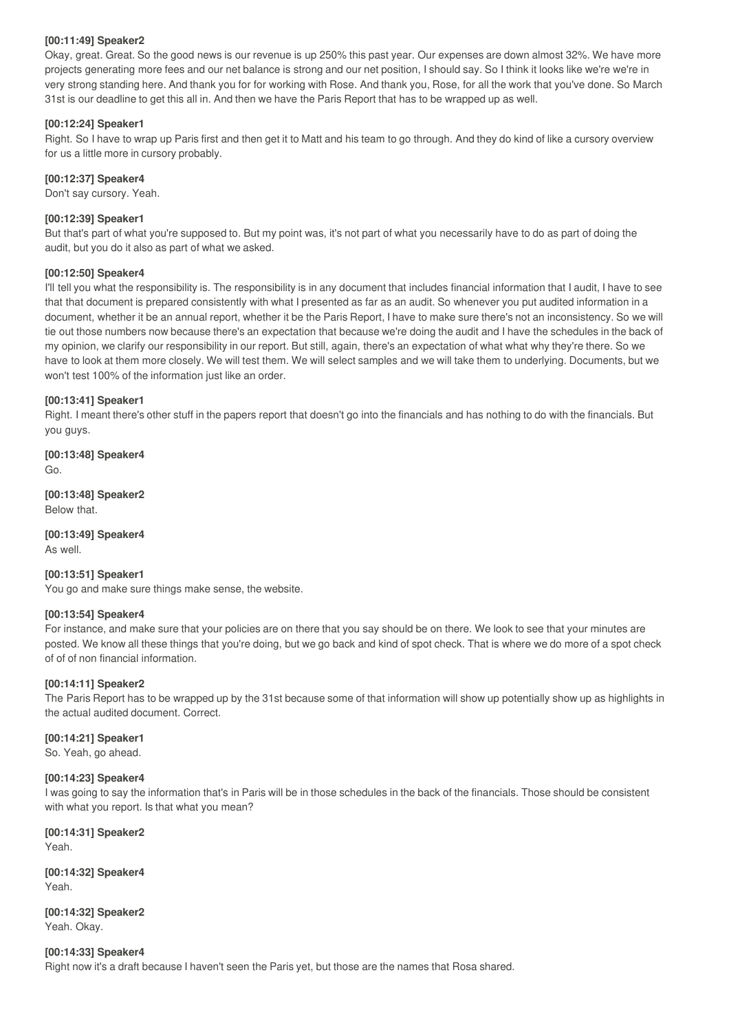**[00:11:49] Speaker2**

Okay, great. Great. So the good news is our revenue is up 250% this past year. Our expenses are down almost 32%. We have more projects generating more fees and our net balance is strong and our net position, I should say. So I think it looks like we're we're in very strong standing here. And thank you for for working with Rose. And thank you, Rose, for all the work that you've done. So March 31st is our deadline to get this all in. And then we have the Paris Report that has to be wrapped up as well.

**[00:12:24] Speaker1**

Right. So I have to wrap up Paris first and then get it to Matt and his team to go through. And they do kind of like a cursory overview for us a little more in cursory probably.

**[00:12:37] Speaker4**

Don't say cursory. Yeah.

**[00:12:39] Speaker1**

But that's part of what you're supposed to. But my point was, it's not part of what you necessarily have to do as part of doing the audit, but you do it also as part of what we asked.

**[00:12:50] Speaker4**

I'll tell you what the responsibility is. The responsibility is in any document that includes financial information that I audit, I have to see that that document is prepared consistently with what I presented as far as an audit. So whenever you put audited information in a document, whether it be an annual report, whether it be the Paris Report, I have to make sure there's not an inconsistency. So we will tie out those numbers now because there's an expectation that because we're doing the audit and I have the schedules in the back of my opinion, we clarify our responsibility in our report. But still, again, there's an expectation of what what why they're there. So we have to look at them more closely. We will test them. We will select samples and we will take them to underlying. Documents, but we won't test 100% of the information just like an order.

**[00:13:41] Speaker1**

Right. I meant there's other stuff in the papers report that doesn't go into the financials and has nothing to do with the financials. But you guys.

**[00:13:48] Speaker4**

Go.

**[00:13:48] Speaker2**

Below that.

**[00:13:49] Speaker4**

As well.

**[00:13:51] Speaker1**

You go and make sure things make sense, the website.

**[00:13:54] Speaker4**

For instance, and make sure that your policies are on there that you say should be on there. We look to see that your minutes are posted. We know all these things that you're doing, but we go back and kind of spot check. That is where we do more of a spot check of of of non financial information.

**[00:14:11] Speaker2**

The Paris Report has to be wrapped up by the 31st because some of that information will show up potentially show up as highlights in the actual audited document. Correct.

**[00:14:21] Speaker1**

So. Yeah, go ahead.

**[00:14:23] Speaker4**

I was going to say the information that's in Paris will be in those schedules in the back of the financials. Those should be consistent with what you report. Is that what you mean?

**[00:14:31] Speaker2**

Yeah.

**[00:14:32] Speaker4**

Yeah.

**[00:14:32] Speaker2**

Yeah. Okay.

**[00:14:33] Speaker4**

Right now it's a draft because I haven't seen the Paris yet, but those are the names that Rosa shared.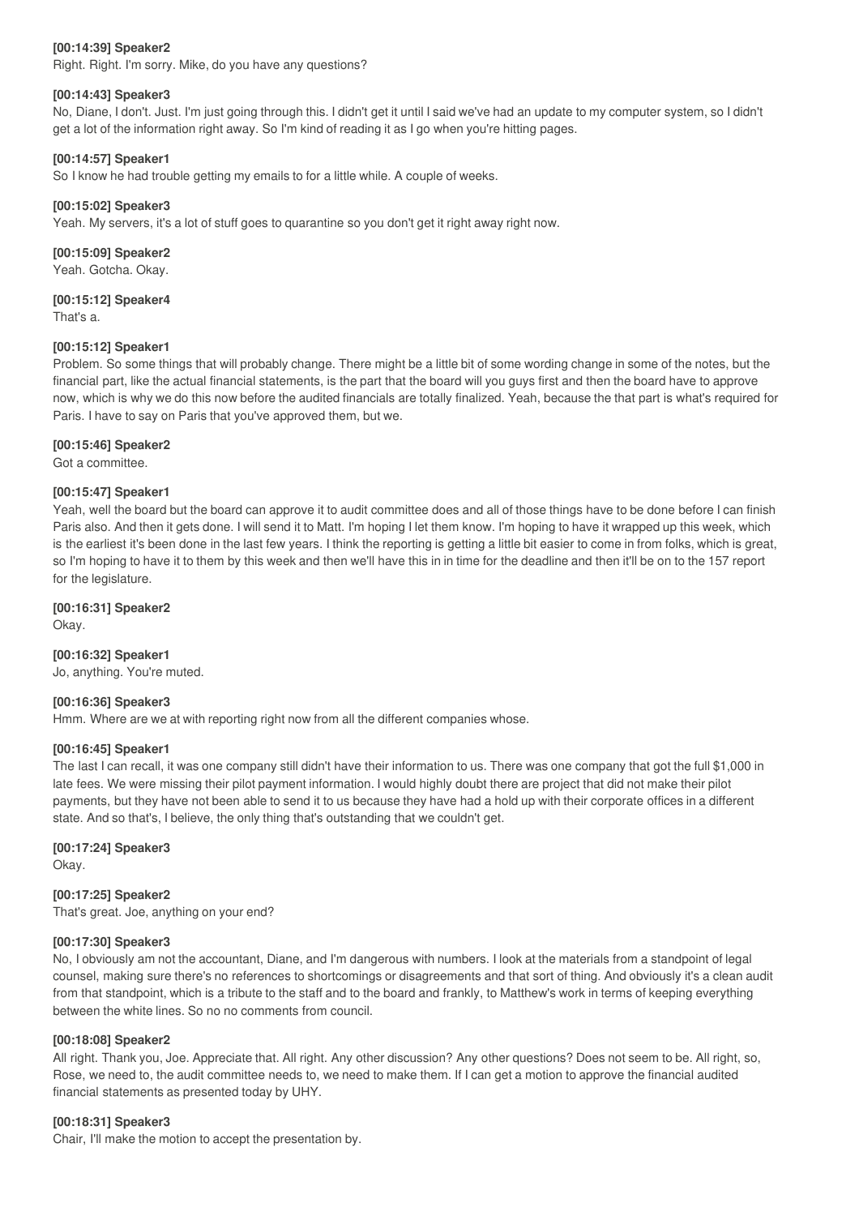**[00:14:39] Speaker2**
Right. Right. I'm sorry. Mike, do you have any questions?

**[00:14:43] Speaker3**
No, Diane, I don't. Just. I'm just going through this. I didn't get it until I said we've had an update to my computer system, so I didn't get a lot of the information right away. So I'm kind of reading it as I go when you're hitting pages.

**[00:14:57] Speaker1**
So I know he had trouble getting my emails to for a little while. A couple of weeks.

**[00:15:02] Speaker3**
Yeah. My servers, it's a lot of stuff goes to quarantine so you don't get it right away right now.

**[00:15:09] Speaker2**
Yeah. Gotcha. Okay.

**[00:15:12] Speaker4**
That's a.

**[00:15:12] Speaker1**
Problem. So some things that will probably change. There might be a little bit of some wording change in some of the notes, but the financial part, like the actual financial statements, is the part that the board will you guys first and then the board have to approve now, which is why we do this now before the audited financials are totally finalized. Yeah, because the that part is what's required for Paris. I have to say on Paris that you've approved them, but we.

**[00:15:46] Speaker2**
Got a committee.

**[00:15:47] Speaker1**
Yeah, well the board but the board can approve it to audit committee does and all of those things have to be done before I can finish Paris also. And then it gets done. I will send it to Matt. I'm hoping I let them know. I'm hoping to have it wrapped up this week, which is the earliest it's been done in the last few years. I think the reporting is getting a little bit easier to come in from folks, which is great, so I'm hoping to have it to them by this week and then we'll have this in in time for the deadline and then it'll be on to the 157 report for the legislature.

**[00:16:31] Speaker2**
Okay.

**[00:16:32] Speaker1**
Jo, anything. You're muted.

**[00:16:36] Speaker3**
Hmm. Where are we at with reporting right now from all the different companies whose.

**[00:16:45] Speaker1**
The last I can recall, it was one company still didn't have their information to us. There was one company that got the full $1,000 in late fees. We were missing their pilot payment information. I would highly doubt there are project that did not make their pilot payments, but they have not been able to send it to us because they have had a hold up with their corporate offices in a different state. And so that's, I believe, the only thing that's outstanding that we couldn't get.

**[00:17:24] Speaker3**
Okay.

**[00:17:25] Speaker2**
That's great. Joe, anything on your end?

**[00:17:30] Speaker3**
No, I obviously am not the accountant, Diane, and I'm dangerous with numbers. I look at the materials from a standpoint of legal counsel, making sure there's no references to shortcomings or disagreements and that sort of thing. And obviously it's a clean audit from that standpoint, which is a tribute to the staff and to the board and frankly, to Matthew's work in terms of keeping everything between the white lines. So no no comments from council.

**[00:18:08] Speaker2**
All right. Thank you, Joe. Appreciate that. All right. Any other discussion? Any other questions? Does not seem to be. All right, so, Rose, we need to, the audit committee needs to, we need to make them. If I can get a motion to approve the financial audited financial statements as presented today by UHY.

**[00:18:31] Speaker3**
Chair, I'll make the motion to accept the presentation by.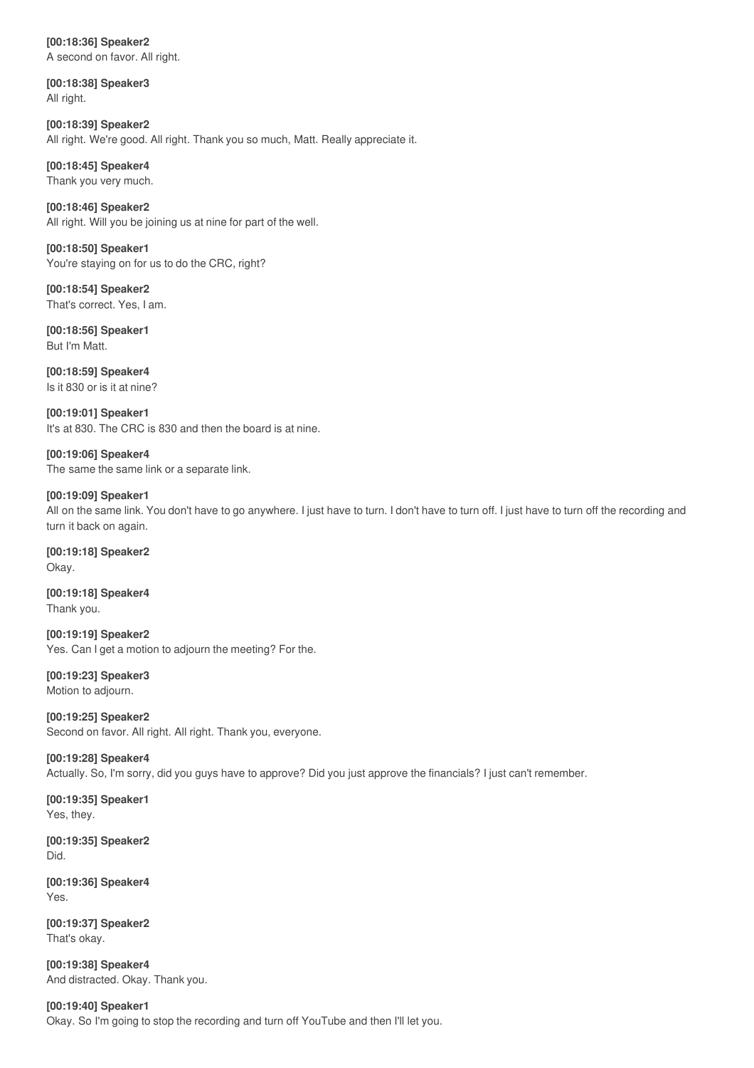**[00:18:36] Speaker2**
A second on favor. All right.

**[00:18:38] Speaker3**
All right.

**[00:18:39] Speaker2**
All right. We're good. All right. Thank you so much, Matt. Really appreciate it.

**[00:18:45] Speaker4**
Thank you very much.

**[00:18:46] Speaker2**
All right. Will you be joining us at nine for part of the well.

**[00:18:50] Speaker1**
You're staying on for us to do the CRC, right?

**[00:18:54] Speaker2**
That's correct. Yes, I am.

**[00:18:56] Speaker1**
But I'm Matt.

**[00:18:59] Speaker4**
Is it 830 or is it at nine?

**[00:19:01] Speaker1**
It's at 830. The CRC is 830 and then the board is at nine.

**[00:19:06] Speaker4**
The same the same link or a separate link.

**[00:19:09] Speaker1**
All on the same link. You don't have to go anywhere. I just have to turn. I don't have to turn off. I just have to turn off the recording and turn it back on again.

**[00:19:18] Speaker2**
Okay.

**[00:19:18] Speaker4**
Thank you.

**[00:19:19] Speaker2**
Yes. Can I get a motion to adjourn the meeting? For the.

**[00:19:23] Speaker3**
Motion to adjourn.

**[00:19:25] Speaker2**
Second on favor. All right. All right. Thank you, everyone.

**[00:19:28] Speaker4**
Actually. So, I'm sorry, did you guys have to approve? Did you just approve the financials? I just can't remember.

**[00:19:35] Speaker1**
Yes, they.

**[00:19:35] Speaker2**
Did.

**[00:19:36] Speaker4**
Yes.

**[00:19:37] Speaker2**
That's okay.

**[00:19:38] Speaker4**
And distracted. Okay. Thank you.

**[00:19:40] Speaker1**
Okay. So I'm going to stop the recording and turn off YouTube and then I'll let you.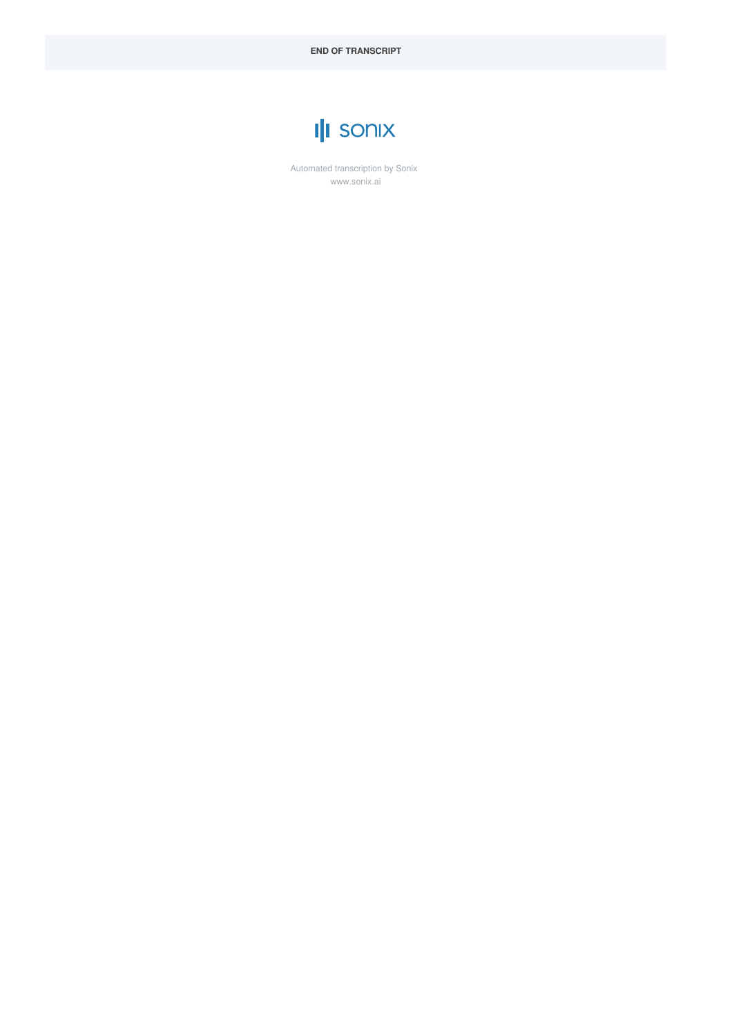**END OF TRANSCRIPT**

sonix

Automated transcription by Sonix
www.sonix.ai